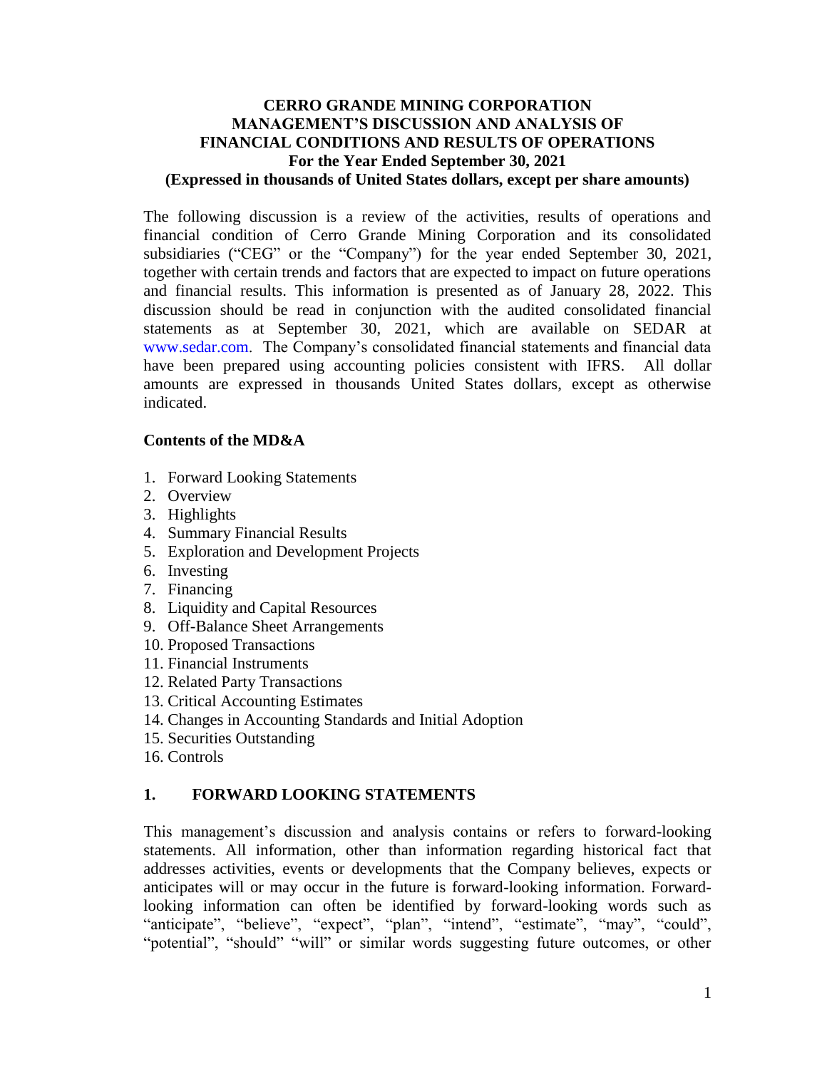# CERRO GRANDE MINING CORPORATION
# MANAGEMENT'S DISCUSSION AND ANALYSIS OF FINANCIAL CONDITIONS AND RESULTS OF OPERATIONS
## For the Year Ended September 30, 2021
## (Expressed in thousands of United States dollars, except per share amounts)

The following discussion is a review of the activities, results of operations and financial condition of Cerro Grande Mining Corporation and its consolidated subsidiaries ("CEG" or the "Company") for the year ended September 30, 2021, together with certain trends and factors that are expected to impact on future operations and financial results. This information is presented as of January 28, 2022. This discussion should be read in conjunction with the audited consolidated financial statements as at September 30, 2021, which are available on SEDAR at www.sedar.com. The Company's consolidated financial statements and financial data have been prepared using accounting policies consistent with IFRS. All dollar amounts are expressed in thousands United States dollars, except as otherwise indicated.

**Contents of the MD&A**

1. Forward Looking Statements
2. Overview
3. Highlights
4. Summary Financial Results
5. Exploration and Development Projects
6. Investing
7. Financing
8. Liquidity and Capital Resources
9. Off-Balance Sheet Arrangements
10. Proposed Transactions
11. Financial Instruments
12. Related Party Transactions
13. Critical Accounting Estimates
14. Changes in Accounting Standards and Initial Adoption
15. Securities Outstanding
16. Controls

## 1. FORWARD LOOKING STATEMENTS

This management's discussion and analysis contains or refers to forward-looking statements. All information, other than information regarding historical fact that addresses activities, events or developments that the Company believes, expects or anticipates will or may occur in the future is forward-looking information. Forward-looking information can often be identified by forward-looking words such as "anticipate", "believe", "expect", "plan", "intend", "estimate", "may", "could", "potential", "should" "will" or similar words suggesting future outcomes, or other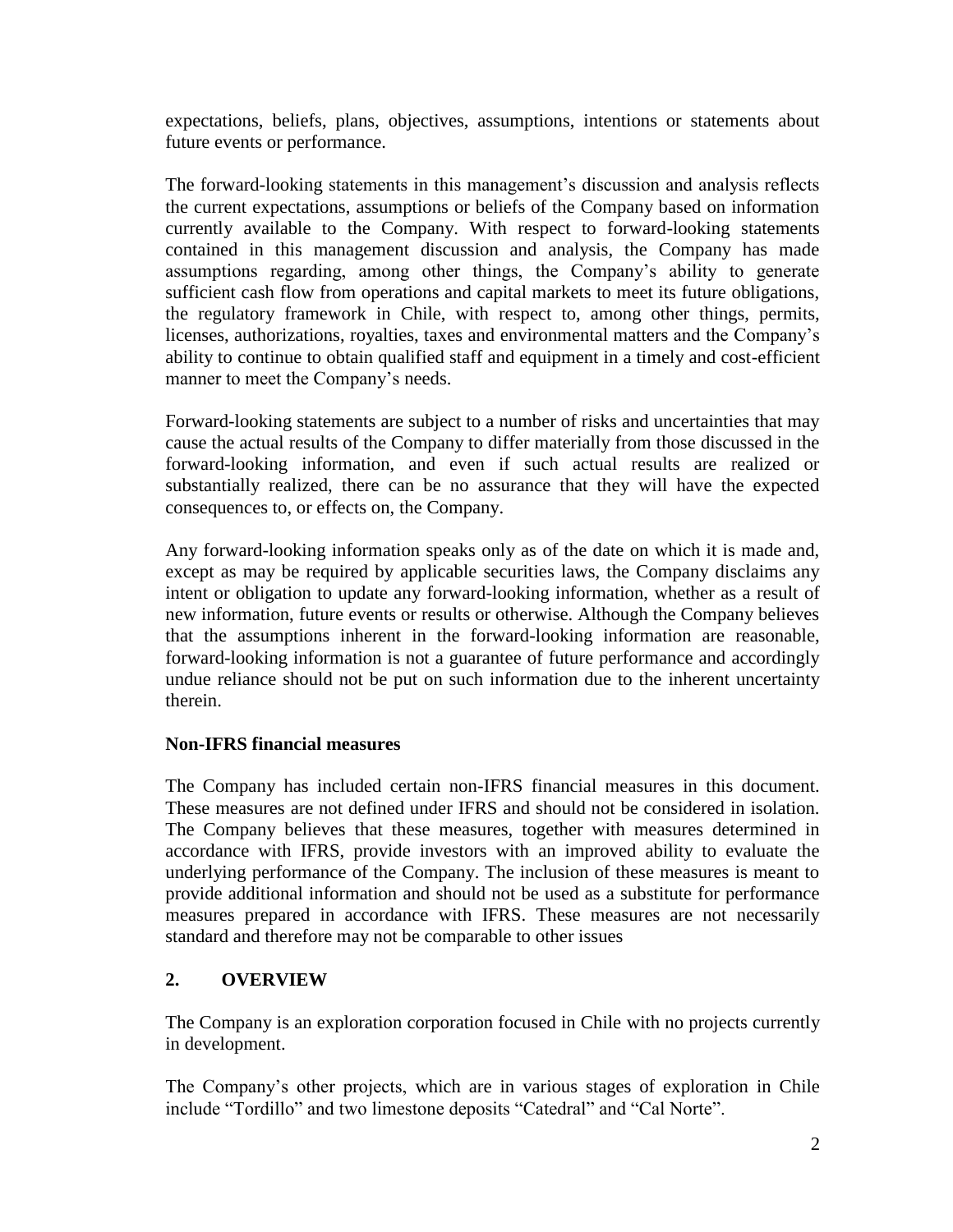expectations, beliefs, plans, objectives, assumptions, intentions or statements about future events or performance.

The forward-looking statements in this management's discussion and analysis reflects the current expectations, assumptions or beliefs of the Company based on information currently available to the Company. With respect to forward-looking statements contained in this management discussion and analysis, the Company has made assumptions regarding, among other things, the Company's ability to generate sufficient cash flow from operations and capital markets to meet its future obligations, the regulatory framework in Chile, with respect to, among other things, permits, licenses, authorizations, royalties, taxes and environmental matters and the Company's ability to continue to obtain qualified staff and equipment in a timely and cost-efficient manner to meet the Company's needs.

Forward-looking statements are subject to a number of risks and uncertainties that may cause the actual results of the Company to differ materially from those discussed in the forward-looking information, and even if such actual results are realized or substantially realized, there can be no assurance that they will have the expected consequences to, or effects on, the Company.

Any forward-looking information speaks only as of the date on which it is made and, except as may be required by applicable securities laws, the Company disclaims any intent or obligation to update any forward-looking information, whether as a result of new information, future events or results or otherwise. Although the Company believes that the assumptions inherent in the forward-looking information are reasonable, forward-looking information is not a guarantee of future performance and accordingly undue reliance should not be put on such information due to the inherent uncertainty therein.

**Non-IFRS financial measures**

The Company has included certain non-IFRS financial measures in this document. These measures are not defined under IFRS and should not be considered in isolation. The Company believes that these measures, together with measures determined in accordance with IFRS, provide investors with an improved ability to evaluate the underlying performance of the Company. The inclusion of these measures is meant to provide additional information and should not be used as a substitute for performance measures prepared in accordance with IFRS. These measures are not necessarily standard and therefore may not be comparable to other issues

## 2. OVERVIEW

The Company is an exploration corporation focused in Chile with no projects currently in development.

The Company's other projects, which are in various stages of exploration in Chile include "Tordillo" and two limestone deposits "Catedral" and "Cal Norte".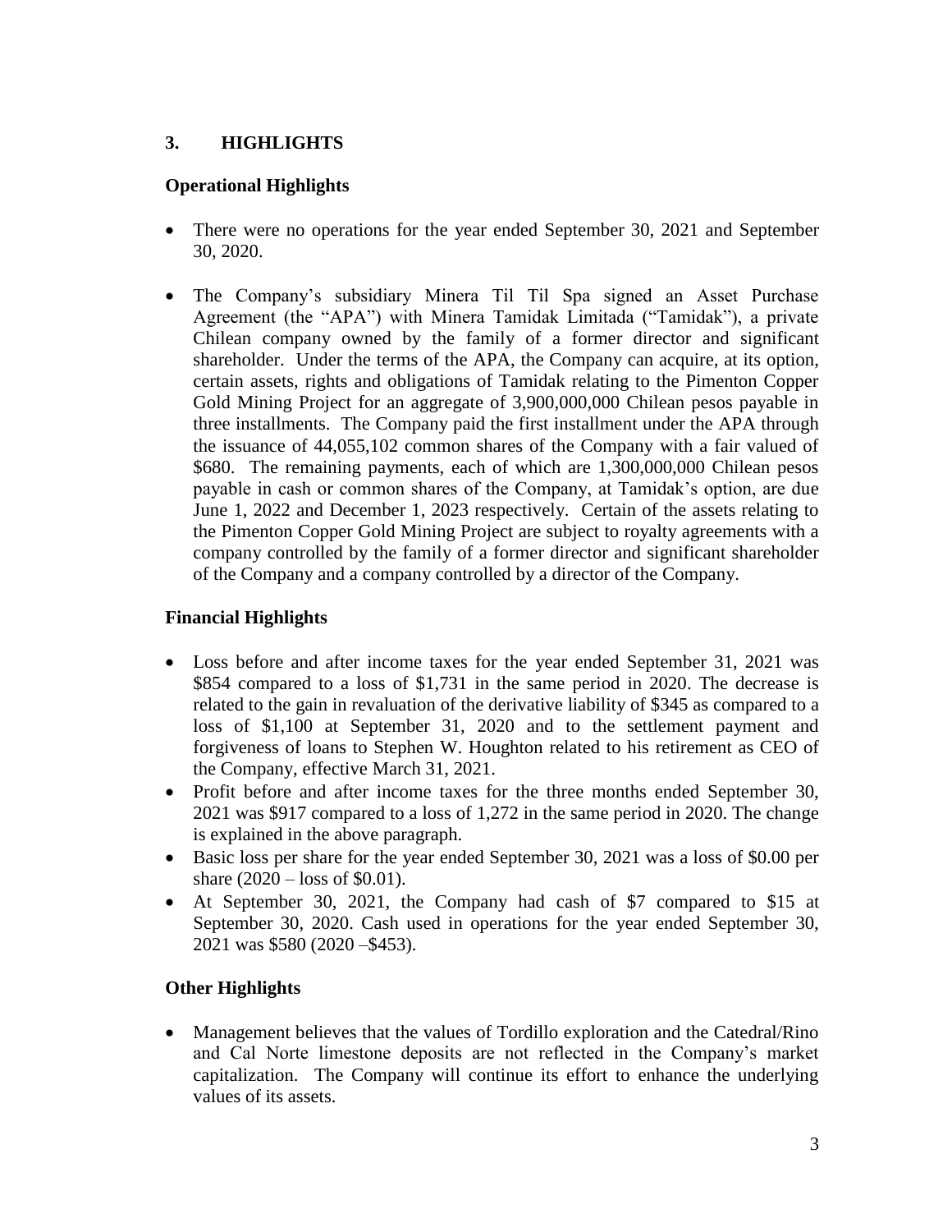## 3. HIGHLIGHTS

### Operational Highlights

- There were no operations for the year ended September 30, 2021 and September 30, 2020.
- The Company's subsidiary Minera Til Til Spa signed an Asset Purchase Agreement (the "APA") with Minera Tamidak Limitada ("Tamidak"), a private Chilean company owned by the family of a former director and significant shareholder. Under the terms of the APA, the Company can acquire, at its option, certain assets, rights and obligations of Tamidak relating to the Pimenton Copper Gold Mining Project for an aggregate of 3,900,000,000 Chilean pesos payable in three installments. The Company paid the first installment under the APA through the issuance of 44,055,102 common shares of the Company with a fair valued of $680. The remaining payments, each of which are 1,300,000,000 Chilean pesos payable in cash or common shares of the Company, at Tamidak's option, are due June 1, 2022 and December 1, 2023 respectively. Certain of the assets relating to the Pimenton Copper Gold Mining Project are subject to royalty agreements with a company controlled by the family of a former director and significant shareholder of the Company and a company controlled by a director of the Company.

### Financial Highlights

- Loss before and after income taxes for the year ended September 31, 2021 was $854 compared to a loss of $1,731 in the same period in 2020. The decrease is related to the gain in revaluation of the derivative liability of $345 as compared to a loss of $1,100 at September 31, 2020 and to the settlement payment and forgiveness of loans to Stephen W. Houghton related to his retirement as CEO of the Company, effective March 31, 2021.
- Profit before and after income taxes for the three months ended September 30, 2021 was $917 compared to a loss of 1,272 in the same period in 2020. The change is explained in the above paragraph.
- Basic loss per share for the year ended September 30, 2021 was a loss of $0.00 per share (2020 – loss of $0.01).
- At September 30, 2021, the Company had cash of $7 compared to $15 at September 30, 2020. Cash used in operations for the year ended September 30, 2021 was $580 (2020 –$453).

### Other Highlights

- Management believes that the values of Tordillo exploration and the Catedral/Rino and Cal Norte limestone deposits are not reflected in the Company's market capitalization. The Company will continue its effort to enhance the underlying values of its assets.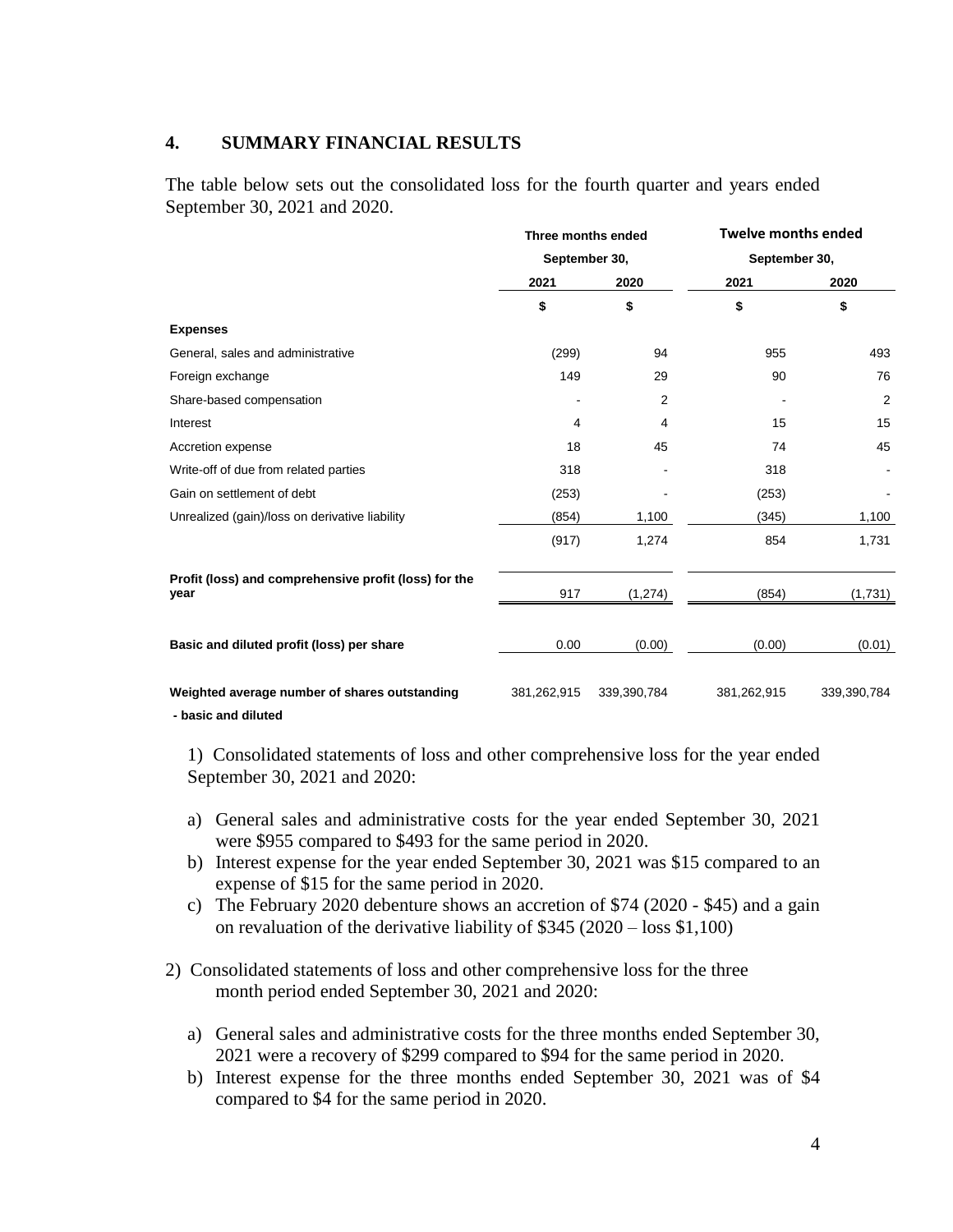## 4. SUMMARY FINANCIAL RESULTS

The table below sets out the consolidated loss for the fourth quarter and years ended September 30, 2021 and 2020.

| | Three months ended September 30, | | Twelve months ended September 30, | |
|---|---|---|---|---|
| | 2021 | 2020 | 2021 | 2020 |
| | $ | $ | $ | $ |
| **Expenses** | | | | |
| General, sales and administrative | (299) | 94 | 955 | 493 |
| Foreign exchange | 149 | 29 | 90 | 76 |
| Share-based compensation | - | 2 | - | 2 |
| Interest | 4 | 4 | 15 | 15 |
| Accretion expense | 18 | 45 | 74 | 45 |
| Write-off of due from related parties | 318 | - | 318 | - |
| Gain on settlement of debt | (253) | - | (253) | - |
| Unrealized (gain)/loss on derivative liability | (854) | 1,100 | (345) | 1,100 |
| | (917) | 1,274 | 854 | 1,731 |
| **Profit (loss) and comprehensive profit (loss) for the year** | 917 | (1,274) | (854) | (1,731) |
| **Basic and diluted profit (loss) per share** | 0.00 | (0.00) | (0.00) | (0.01) |
| **Weighted average number of shares outstanding - basic and diluted** | 381,262,915 | 339,390,784 | 381,262,915 | 339,390,784 |

1) Consolidated statements of loss and other comprehensive loss for the year ended September 30, 2021 and 2020:

a) General sales and administrative costs for the year ended September 30, 2021 were $955 compared to $493 for the same period in 2020.
b) Interest expense for the year ended September 30, 2021 was $15 compared to an expense of $15 for the same period in 2020.
c) The February 2020 debenture shows an accretion of $74 (2020 - $45) and a gain on revaluation of the derivative liability of $345 (2020 – loss $1,100)

2) Consolidated statements of loss and other comprehensive loss for the three month period ended September 30, 2021 and 2020:

a) General sales and administrative costs for the three months ended September 30, 2021 were a recovery of $299 compared to $94 for the same period in 2020.
b) Interest expense for the three months ended September 30, 2021 was of $4 compared to $4 for the same period in 2020.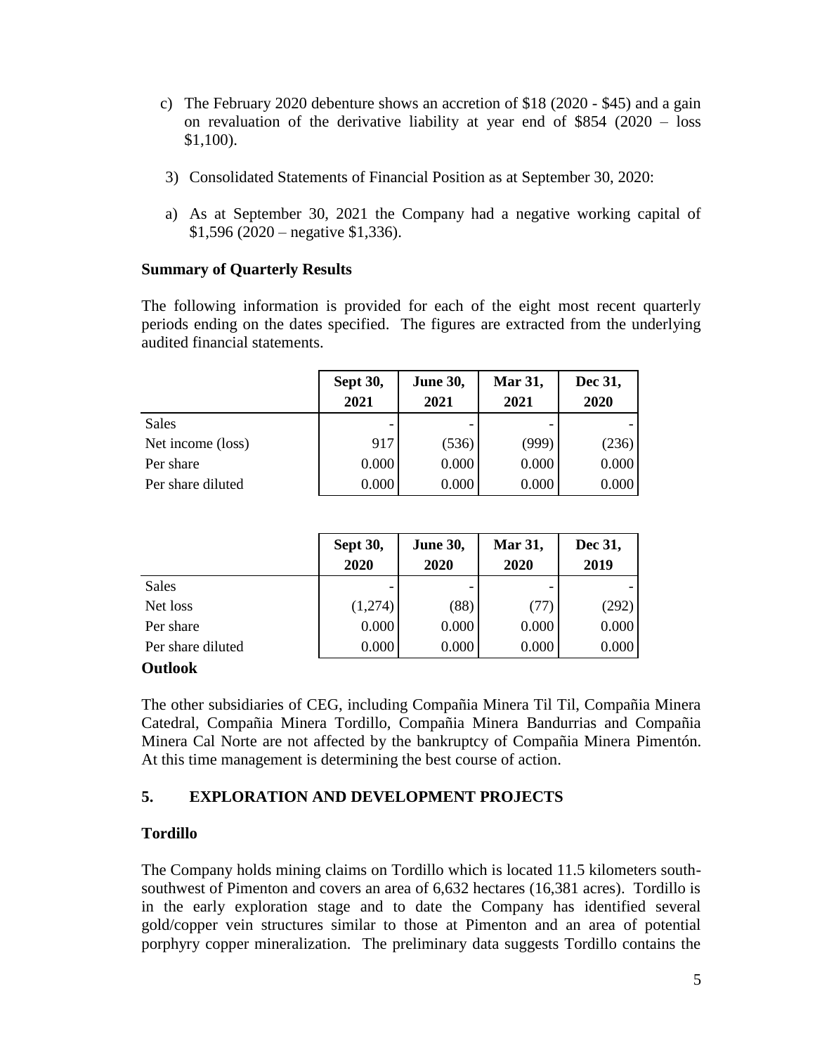c) The February 2020 debenture shows an accretion of $18 (2020 - $45) and a gain on revaluation of the derivative liability at year end of $854 (2020 – loss $1,100).

3) Consolidated Statements of Financial Position as at September 30, 2020:

a) As at September 30, 2021 the Company had a negative working capital of $1,596 (2020 – negative $1,336).

**Summary of Quarterly Results**

The following information is provided for each of the eight most recent quarterly periods ending on the dates specified. The figures are extracted from the underlying audited financial statements.

| | Sept 30, 2021 | June 30, 2021 | Mar 31, 2021 | Dec 31, 2020 |
|---|---|---|---|---|
| Sales | - | - | - | - |
| Net income (loss) | 917 | (536) | (999) | (236) |
| Per share | 0.000 | 0.000 | 0.000 | 0.000 |
| Per share diluted | 0.000 | 0.000 | 0.000 | 0.000 |

| | Sept 30, 2020 | June 30, 2020 | Mar 31, 2020 | Dec 31, 2019 |
|---|---|---|---|---|
| Sales | - | - | - | - |
| Net loss | (1,274) | (88) | (77) | (292) |
| Per share | 0.000 | 0.000 | 0.000 | 0.000 |
| Per share diluted | 0.000 | 0.000 | 0.000 | 0.000 |

**Outlook**

The other subsidiaries of CEG, including Compañia Minera Til Til, Compañia Minera Catedral, Compañia Minera Tordillo, Compañia Minera Bandurrias and Compañia Minera Cal Norte are not affected by the bankruptcy of Compañia Minera Pimentón. At this time management is determining the best course of action.

## 5. EXPLORATION AND DEVELOPMENT PROJECTS

**Tordillo**

The Company holds mining claims on Tordillo which is located 11.5 kilometers south-southwest of Pimenton and covers an area of 6,632 hectares (16,381 acres). Tordillo is in the early exploration stage and to date the Company has identified several gold/copper vein structures similar to those at Pimenton and an area of potential porphyry copper mineralization. The preliminary data suggests Tordillo contains the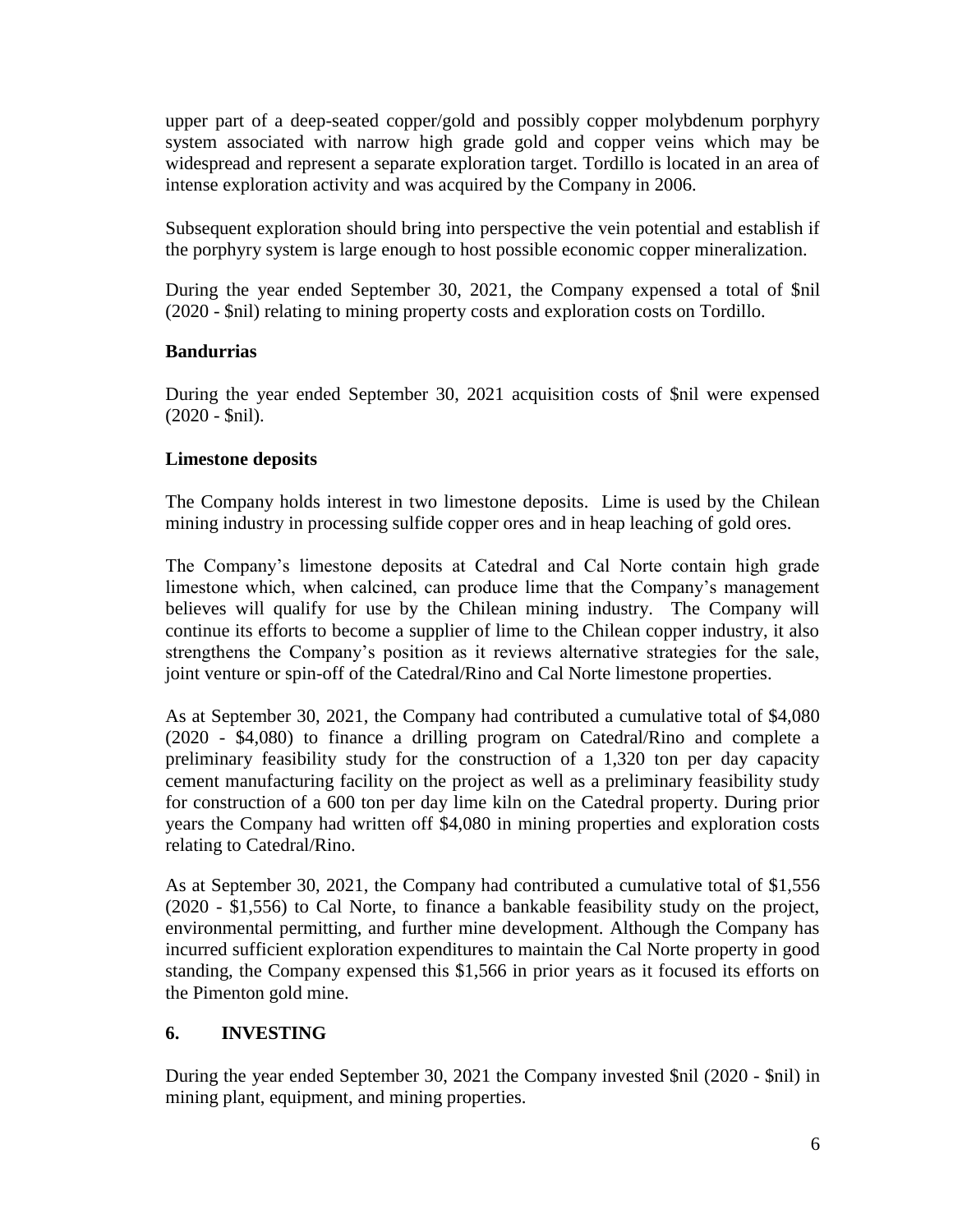upper part of a deep-seated copper/gold and possibly copper molybdenum porphyry system associated with narrow high grade gold and copper veins which may be widespread and represent a separate exploration target. Tordillo is located in an area of intense exploration activity and was acquired by the Company in 2006.

Subsequent exploration should bring into perspective the vein potential and establish if the porphyry system is large enough to host possible economic copper mineralization.

During the year ended September 30, 2021, the Company expensed a total of $nil (2020 - $nil) relating to mining property costs and exploration costs on Tordillo.

**Bandurrias**

During the year ended September 30, 2021 acquisition costs of $nil were expensed (2020 - $nil).

**Limestone deposits**

The Company holds interest in two limestone deposits. Lime is used by the Chilean mining industry in processing sulfide copper ores and in heap leaching of gold ores.

The Company's limestone deposits at Catedral and Cal Norte contain high grade limestone which, when calcined, can produce lime that the Company's management believes will qualify for use by the Chilean mining industry. The Company will continue its efforts to become a supplier of lime to the Chilean copper industry, it also strengthens the Company's position as it reviews alternative strategies for the sale, joint venture or spin-off of the Catedral/Rino and Cal Norte limestone properties.

As at September 30, 2021, the Company had contributed a cumulative total of $4,080 (2020 - $4,080) to finance a drilling program on Catedral/Rino and complete a preliminary feasibility study for the construction of a 1,320 ton per day capacity cement manufacturing facility on the project as well as a preliminary feasibility study for construction of a 600 ton per day lime kiln on the Catedral property. During prior years the Company had written off $4,080 in mining properties and exploration costs relating to Catedral/Rino.

As at September 30, 2021, the Company had contributed a cumulative total of $1,556 (2020 - $1,556) to Cal Norte, to finance a bankable feasibility study on the project, environmental permitting, and further mine development. Although the Company has incurred sufficient exploration expenditures to maintain the Cal Norte property in good standing, the Company expensed this $1,566 in prior years as it focused its efforts on the Pimenton gold mine.

## 6. INVESTING

During the year ended September 30, 2021 the Company invested $nil (2020 - $nil) in mining plant, equipment, and mining properties.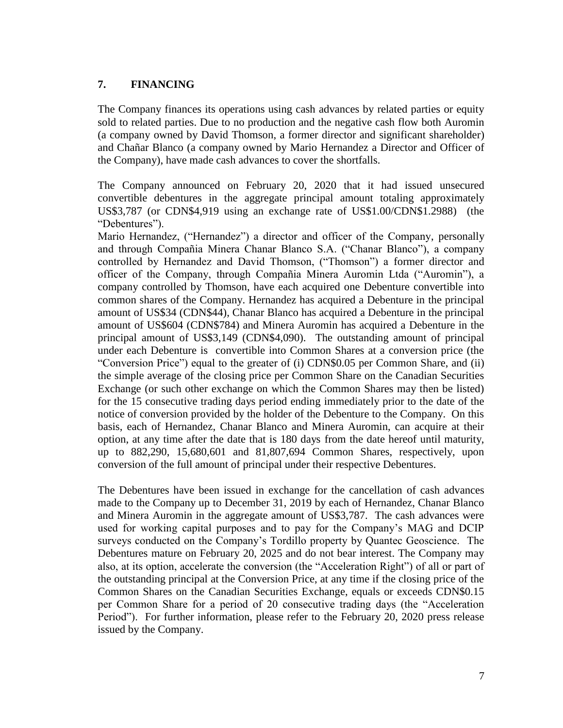## 7. FINANCING

The Company finances its operations using cash advances by related parties or equity sold to related parties. Due to no production and the negative cash flow both Auromin (a company owned by David Thomson, a former director and significant shareholder) and Chañar Blanco (a company owned by Mario Hernandez a Director and Officer of the Company), have made cash advances to cover the shortfalls.

The Company announced on February 20, 2020 that it had issued unsecured convertible debentures in the aggregate principal amount totaling approximately US$3,787 (or CDN$4,919 using an exchange rate of US$1.00/CDN$1.2988) (the "Debentures").

Mario Hernandez, ("Hernandez") a director and officer of the Company, personally and through Compañia Minera Chanar Blanco S.A. ("Chanar Blanco"), a company controlled by Hernandez and David Thomson, ("Thomson") a former director and officer of the Company, through Compañia Minera Auromin Ltda ("Auromin"), a company controlled by Thomson, have each acquired one Debenture convertible into common shares of the Company. Hernandez has acquired a Debenture in the principal amount of US$34 (CDN$44), Chanar Blanco has acquired a Debenture in the principal amount of US$604 (CDN$784) and Minera Auromin has acquired a Debenture in the principal amount of US$3,149 (CDN$4,090). The outstanding amount of principal under each Debenture is convertible into Common Shares at a conversion price (the "Conversion Price") equal to the greater of (i) CDN$0.05 per Common Share, and (ii) the simple average of the closing price per Common Share on the Canadian Securities Exchange (or such other exchange on which the Common Shares may then be listed) for the 15 consecutive trading days period ending immediately prior to the date of the notice of conversion provided by the holder of the Debenture to the Company. On this basis, each of Hernandez, Chanar Blanco and Minera Auromin, can acquire at their option, at any time after the date that is 180 days from the date hereof until maturity, up to 882,290, 15,680,601 and 81,807,694 Common Shares, respectively, upon conversion of the full amount of principal under their respective Debentures.

The Debentures have been issued in exchange for the cancellation of cash advances made to the Company up to December 31, 2019 by each of Hernandez, Chanar Blanco and Minera Auromin in the aggregate amount of US$3,787. The cash advances were used for working capital purposes and to pay for the Company's MAG and DCIP surveys conducted on the Company's Tordillo property by Quantec Geoscience. The Debentures mature on February 20, 2025 and do not bear interest. The Company may also, at its option, accelerate the conversion (the "Acceleration Right") of all or part of the outstanding principal at the Conversion Price, at any time if the closing price of the Common Shares on the Canadian Securities Exchange, equals or exceeds CDN$0.15 per Common Share for a period of 20 consecutive trading days (the "Acceleration Period"). For further information, please refer to the February 20, 2020 press release issued by the Company.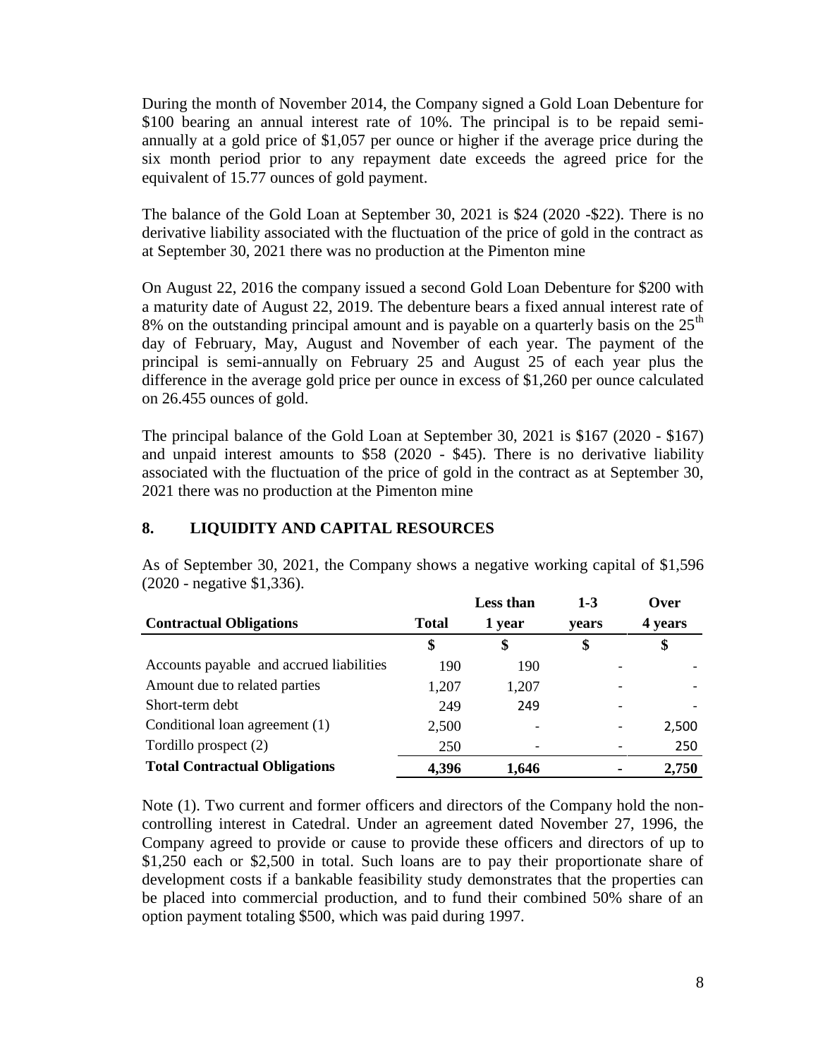During the month of November 2014, the Company signed a Gold Loan Debenture for $100 bearing an annual interest rate of 10%. The principal is to be repaid semi-annually at a gold price of $1,057 per ounce or higher if the average price during the six month period prior to any repayment date exceeds the agreed price for the equivalent of 15.77 ounces of gold payment.

The balance of the Gold Loan at September 30, 2021 is $24 (2020 -$22). There is no derivative liability associated with the fluctuation of the price of gold in the contract as at September 30, 2021 there was no production at the Pimenton mine

On August 22, 2016 the company issued a second Gold Loan Debenture for $200 with a maturity date of August 22, 2019. The debenture bears a fixed annual interest rate of 8% on the outstanding principal amount and is payable on a quarterly basis on the 25th day of February, May, August and November of each year. The payment of the principal is semi-annually on February 25 and August 25 of each year plus the difference in the average gold price per ounce in excess of $1,260 per ounce calculated on 26.455 ounces of gold.

The principal balance of the Gold Loan at September 30, 2021 is $167 (2020 - $167) and unpaid interest amounts to $58 (2020 - $45). There is no derivative liability associated with the fluctuation of the price of gold in the contract as at September 30, 2021 there was no production at the Pimenton mine

## 8. LIQUIDITY AND CAPITAL RESOURCES

As of September 30, 2021, the Company shows a negative working capital of $1,596 (2020 - negative $1,336).

| Contractual Obligations | Total | Less than 1 year | 1-3 years | Over 4 years |
|---|---|---|---|---|
| | $ | $ | $ | $ |
| Accounts payable and accrued liabilities | 190 | 190 | - | - |
| Amount due to related parties | 1,207 | 1,207 | - | - |
| Short-term debt | 249 | 249 | - | - |
| Conditional loan agreement (1) | 2,500 | - | - | 2,500 |
| Tordillo prospect (2) | 250 | - | - | 250 |
| **Total Contractual Obligations** | **4,396** | **1,646** | **-** | **2,750** |

Note (1). Two current and former officers and directors of the Company hold the non-controlling interest in Catedral. Under an agreement dated November 27, 1996, the Company agreed to provide or cause to provide these officers and directors of up to $1,250 each or $2,500 in total. Such loans are to pay their proportionate share of development costs if a bankable feasibility study demonstrates that the properties can be placed into commercial production, and to fund their combined 50% share of an option payment totaling $500, which was paid during 1997.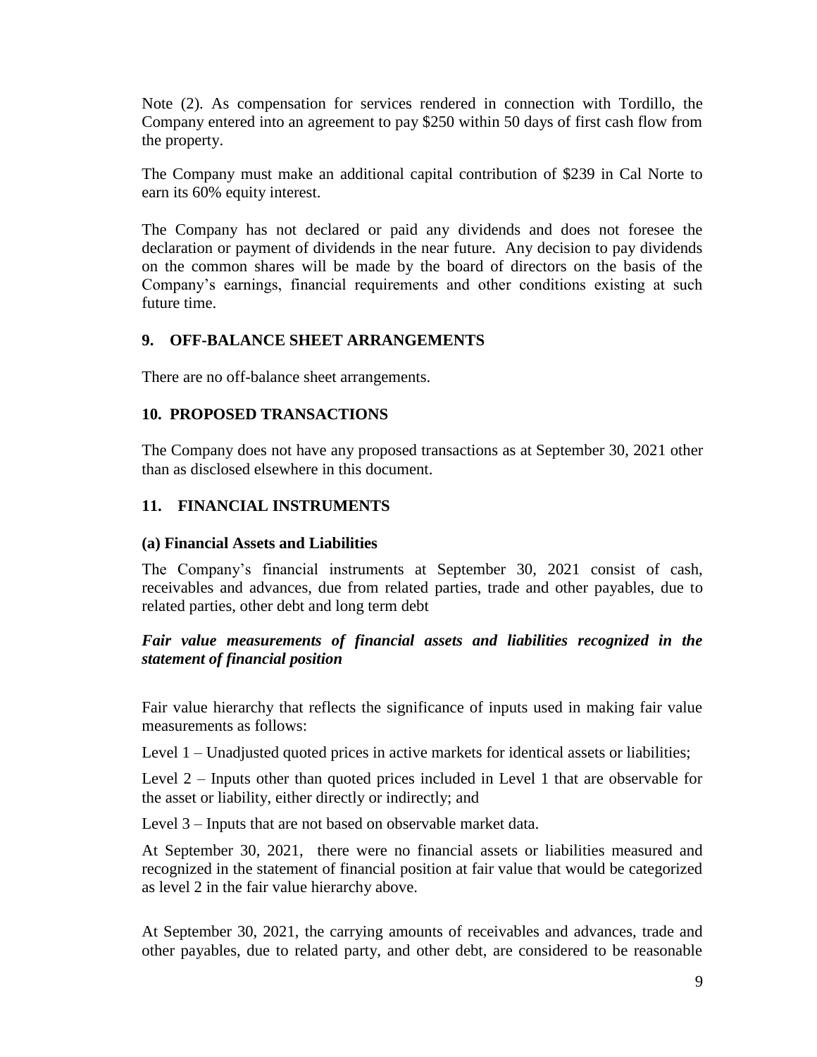Note (2). As compensation for services rendered in connection with Tordillo, the Company entered into an agreement to pay $250 within 50 days of first cash flow from the property.

The Company must make an additional capital contribution of $239 in Cal Norte to earn its 60% equity interest.

The Company has not declared or paid any dividends and does not foresee the declaration or payment of dividends in the near future. Any decision to pay dividends on the common shares will be made by the board of directors on the basis of the Company's earnings, financial requirements and other conditions existing at such future time.

## 9. OFF-BALANCE SHEET ARRANGEMENTS

There are no off-balance sheet arrangements.

## 10. PROPOSED TRANSACTIONS

The Company does not have any proposed transactions as at September 30, 2021 other than as disclosed elsewhere in this document.

## 11. FINANCIAL INSTRUMENTS

### (a) Financial Assets and Liabilities

The Company's financial instruments at September 30, 2021 consist of cash, receivables and advances, due from related parties, trade and other payables, due to related parties, other debt and long term debt

***Fair value measurements of financial assets and liabilities recognized in the statement of financial position***

Fair value hierarchy that reflects the significance of inputs used in making fair value measurements as follows:

Level 1 – Unadjusted quoted prices in active markets for identical assets or liabilities;

Level 2 – Inputs other than quoted prices included in Level 1 that are observable for the asset or liability, either directly or indirectly; and

Level 3 – Inputs that are not based on observable market data.

At September 30, 2021, there were no financial assets or liabilities measured and recognized in the statement of financial position at fair value that would be categorized as level 2 in the fair value hierarchy above.

At September 30, 2021, the carrying amounts of receivables and advances, trade and other payables, due to related party, and other debt, are considered to be reasonable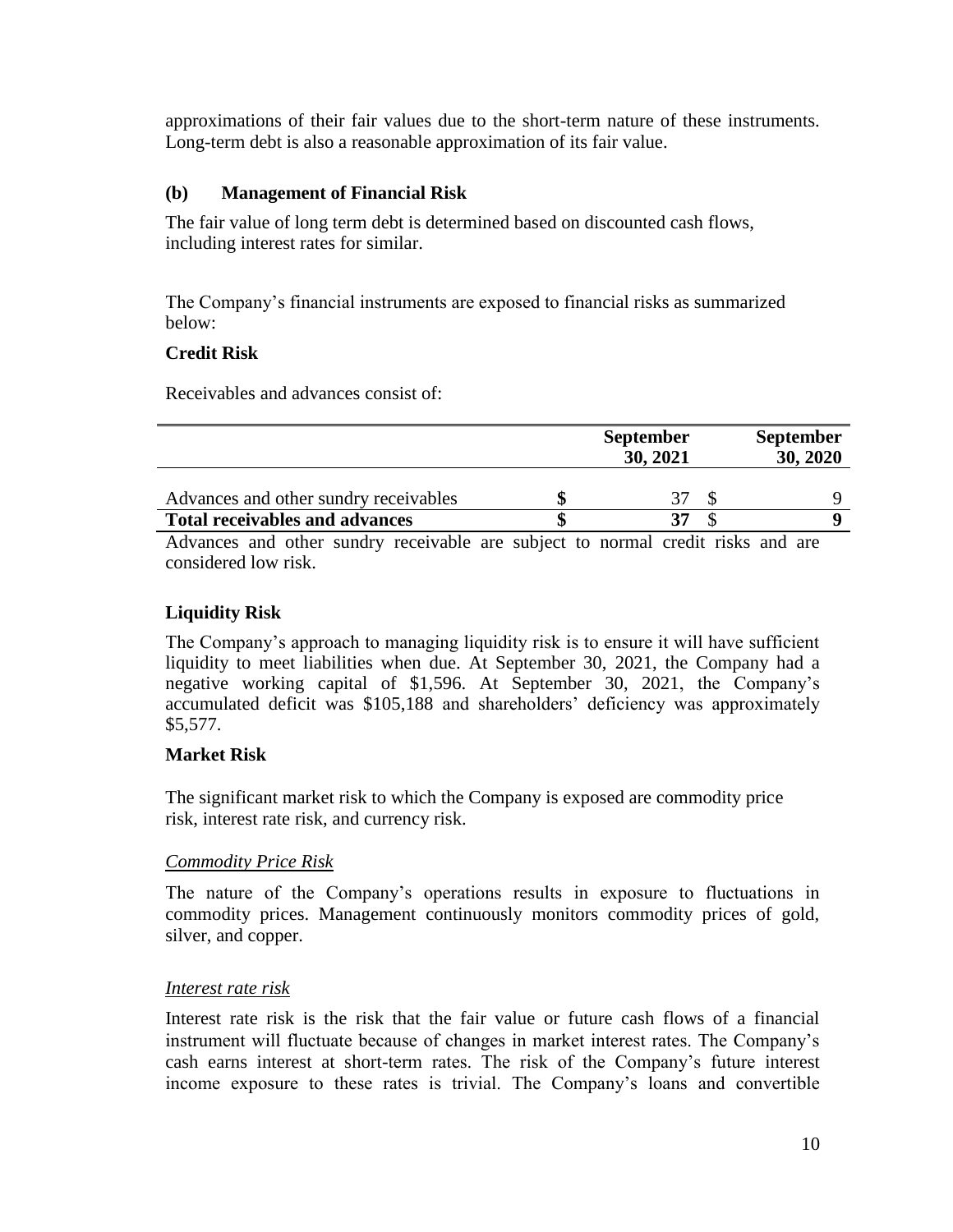approximations of their fair values due to the short-term nature of these instruments. Long-term debt is also a reasonable approximation of its fair value.

### (b) Management of Financial Risk

The fair value of long term debt is determined based on discounted cash flows, including interest rates for similar.

The Company's financial instruments are exposed to financial risks as summarized below:

**Credit Risk**

Receivables and advances consist of:

| | September 30, 2021 | September 30, 2020 |
|---|---|---|
| Advances and other sundry receivables | $ 37 | $ 9 |
| **Total receivables and advances** | **$ 37** | **$ 9** |

Advances and other sundry receivable are subject to normal credit risks and are considered low risk.

**Liquidity Risk**

The Company's approach to managing liquidity risk is to ensure it will have sufficient liquidity to meet liabilities when due. At September 30, 2021, the Company had a negative working capital of $1,596. At September 30, 2021, the Company's accumulated deficit was $105,188 and shareholders' deficiency was approximately $5,577.

**Market Risk**

The significant market risk to which the Company is exposed are commodity price risk, interest rate risk, and currency risk.

*Commodity Price Risk*

The nature of the Company's operations results in exposure to fluctuations in commodity prices. Management continuously monitors commodity prices of gold, silver, and copper.

*Interest rate risk*

Interest rate risk is the risk that the fair value or future cash flows of a financial instrument will fluctuate because of changes in market interest rates. The Company's cash earns interest at short-term rates. The risk of the Company's future interest income exposure to these rates is trivial. The Company's loans and convertible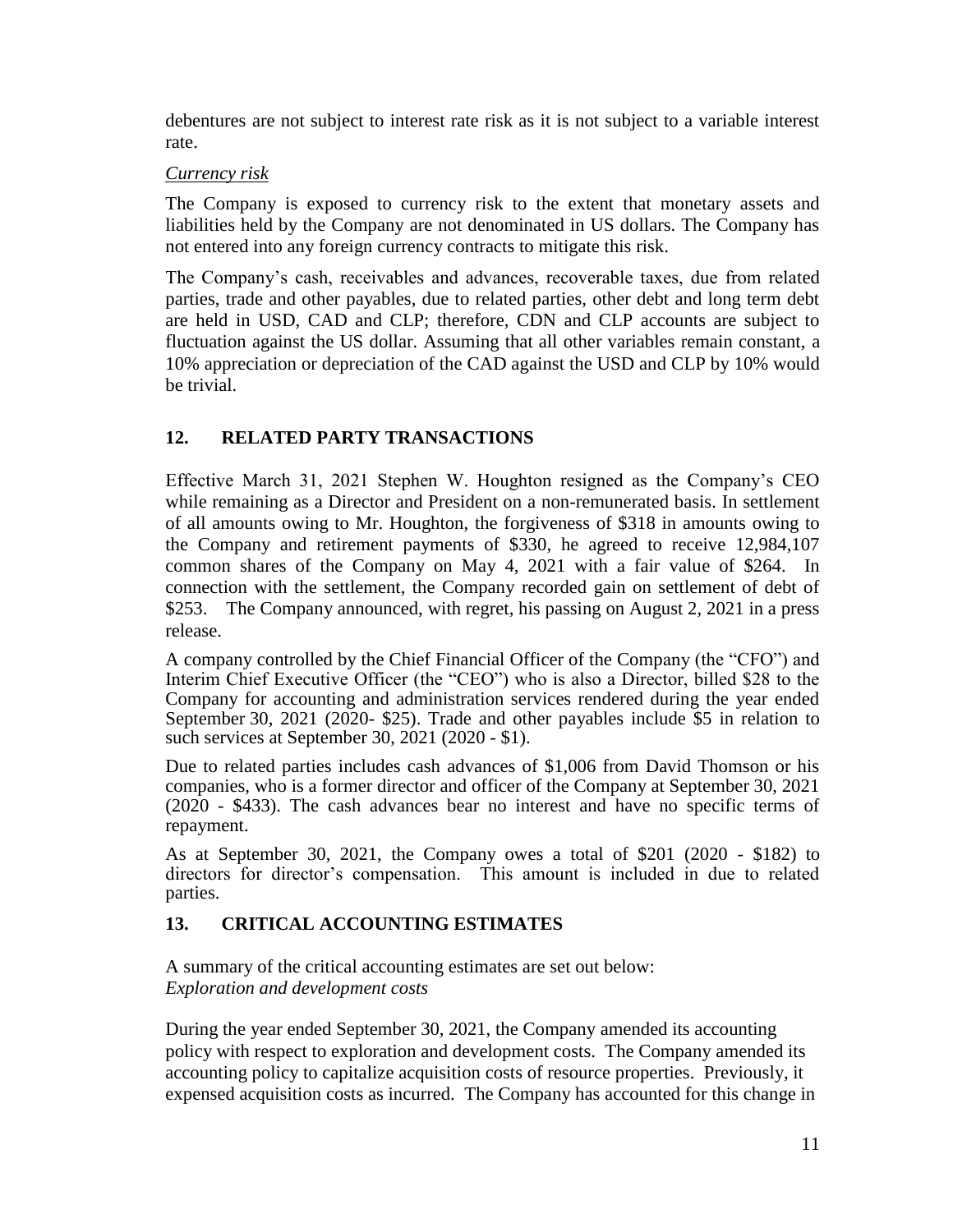debentures are not subject to interest rate risk as it is not subject to a variable interest rate.

*Currency risk*

The Company is exposed to currency risk to the extent that monetary assets and liabilities held by the Company are not denominated in US dollars. The Company has not entered into any foreign currency contracts to mitigate this risk.

The Company's cash, receivables and advances, recoverable taxes, due from related parties, trade and other payables, due to related parties, other debt and long term debt are held in USD, CAD and CLP; therefore, CDN and CLP accounts are subject to fluctuation against the US dollar. Assuming that all other variables remain constant, a 10% appreciation or depreciation of the CAD against the USD and CLP by 10% would be trivial.

## 12. RELATED PARTY TRANSACTIONS

Effective March 31, 2021 Stephen W. Houghton resigned as the Company's CEO while remaining as a Director and President on a non-remunerated basis. In settlement of all amounts owing to Mr. Houghton, the forgiveness of $318 in amounts owing to the Company and retirement payments of $330, he agreed to receive 12,984,107 common shares of the Company on May 4, 2021 with a fair value of $264. In connection with the settlement, the Company recorded gain on settlement of debt of $253. The Company announced, with regret, his passing on August 2, 2021 in a press release.

A company controlled by the Chief Financial Officer of the Company (the "CFO") and Interim Chief Executive Officer (the "CEO") who is also a Director, billed $28 to the Company for accounting and administration services rendered during the year ended September 30, 2021 (2020- $25). Trade and other payables include $5 in relation to such services at September 30, 2021 (2020 - $1).

Due to related parties includes cash advances of $1,006 from David Thomson or his companies, who is a former director and officer of the Company at September 30, 2021 (2020 - $433). The cash advances bear no interest and have no specific terms of repayment.

As at September 30, 2021, the Company owes a total of $201 (2020 - $182) to directors for director's compensation. This amount is included in due to related parties.

## 13. CRITICAL ACCOUNTING ESTIMATES

A summary of the critical accounting estimates are set out below:
*Exploration and development costs*

During the year ended September 30, 2021, the Company amended its accounting policy with respect to exploration and development costs. The Company amended its accounting policy to capitalize acquisition costs of resource properties. Previously, it expensed acquisition costs as incurred. The Company has accounted for this change in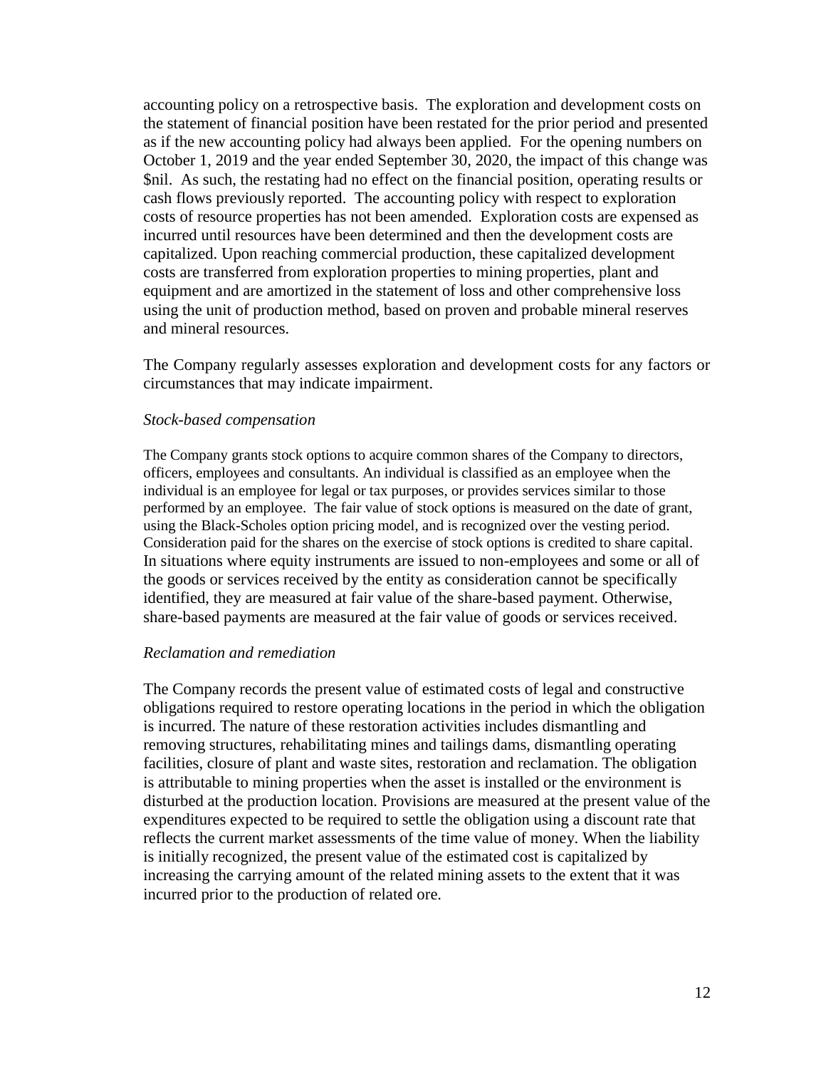accounting policy on a retrospective basis. The exploration and development costs on the statement of financial position have been restated for the prior period and presented as if the new accounting policy had always been applied. For the opening numbers on October 1, 2019 and the year ended September 30, 2020, the impact of this change was $nil. As such, the restating had no effect on the financial position, operating results or cash flows previously reported. The accounting policy with respect to exploration costs of resource properties has not been amended. Exploration costs are expensed as incurred until resources have been determined and then the development costs are capitalized. Upon reaching commercial production, these capitalized development costs are transferred from exploration properties to mining properties, plant and equipment and are amortized in the statement of loss and other comprehensive loss using the unit of production method, based on proven and probable mineral reserves and mineral resources.

The Company regularly assesses exploration and development costs for any factors or circumstances that may indicate impairment.

*Stock-based compensation*

The Company grants stock options to acquire common shares of the Company to directors, officers, employees and consultants. An individual is classified as an employee when the individual is an employee for legal or tax purposes, or provides services similar to those performed by an employee. The fair value of stock options is measured on the date of grant, using the Black-Scholes option pricing model, and is recognized over the vesting period. Consideration paid for the shares on the exercise of stock options is credited to share capital. In situations where equity instruments are issued to non-employees and some or all of the goods or services received by the entity as consideration cannot be specifically identified, they are measured at fair value of the share-based payment. Otherwise, share-based payments are measured at the fair value of goods or services received.

*Reclamation and remediation*

The Company records the present value of estimated costs of legal and constructive obligations required to restore operating locations in the period in which the obligation is incurred. The nature of these restoration activities includes dismantling and removing structures, rehabilitating mines and tailings dams, dismantling operating facilities, closure of plant and waste sites, restoration and reclamation. The obligation is attributable to mining properties when the asset is installed or the environment is disturbed at the production location. Provisions are measured at the present value of the expenditures expected to be required to settle the obligation using a discount rate that reflects the current market assessments of the time value of money. When the liability is initially recognized, the present value of the estimated cost is capitalized by increasing the carrying amount of the related mining assets to the extent that it was incurred prior to the production of related ore.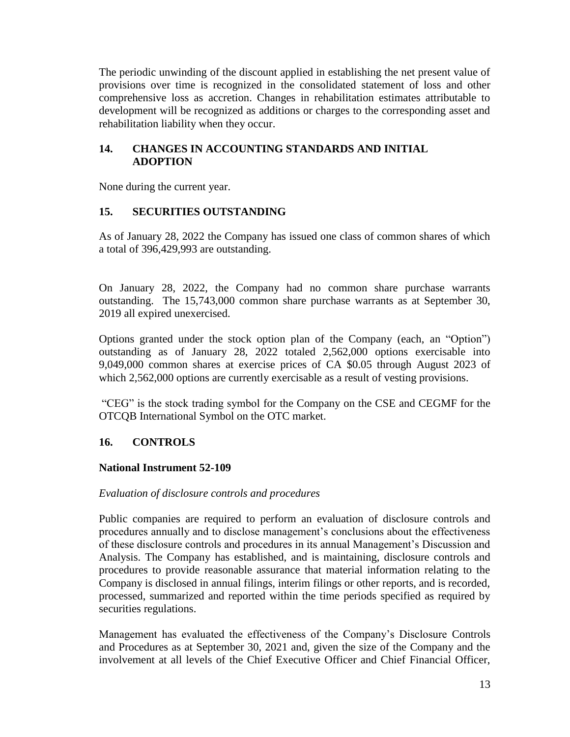The periodic unwinding of the discount applied in establishing the net present value of provisions over time is recognized in the consolidated statement of loss and other comprehensive loss as accretion. Changes in rehabilitation estimates attributable to development will be recognized as additions or charges to the corresponding asset and rehabilitation liability when they occur.

## 14. CHANGES IN ACCOUNTING STANDARDS AND INITIAL ADOPTION

None during the current year.

## 15. SECURITIES OUTSTANDING

As of January 28, 2022 the Company has issued one class of common shares of which a total of 396,429,993 are outstanding.

On January 28, 2022, the Company had no common share purchase warrants outstanding. The 15,743,000 common share purchase warrants as at September 30, 2019 all expired unexercised.

Options granted under the stock option plan of the Company (each, an "Option") outstanding as of January 28, 2022 totaled 2,562,000 options exercisable into 9,049,000 common shares at exercise prices of CA $0.05 through August 2023 of which 2,562,000 options are currently exercisable as a result of vesting provisions.

"CEG" is the stock trading symbol for the Company on the CSE and CEGMF for the OTCQB International Symbol on the OTC market.

## 16. CONTROLS

### National Instrument 52-109

*Evaluation of disclosure controls and procedures*

Public companies are required to perform an evaluation of disclosure controls and procedures annually and to disclose management's conclusions about the effectiveness of these disclosure controls and procedures in its annual Management's Discussion and Analysis. The Company has established, and is maintaining, disclosure controls and procedures to provide reasonable assurance that material information relating to the Company is disclosed in annual filings, interim filings or other reports, and is recorded, processed, summarized and reported within the time periods specified as required by securities regulations.

Management has evaluated the effectiveness of the Company's Disclosure Controls and Procedures as at September 30, 2021 and, given the size of the Company and the involvement at all levels of the Chief Executive Officer and Chief Financial Officer,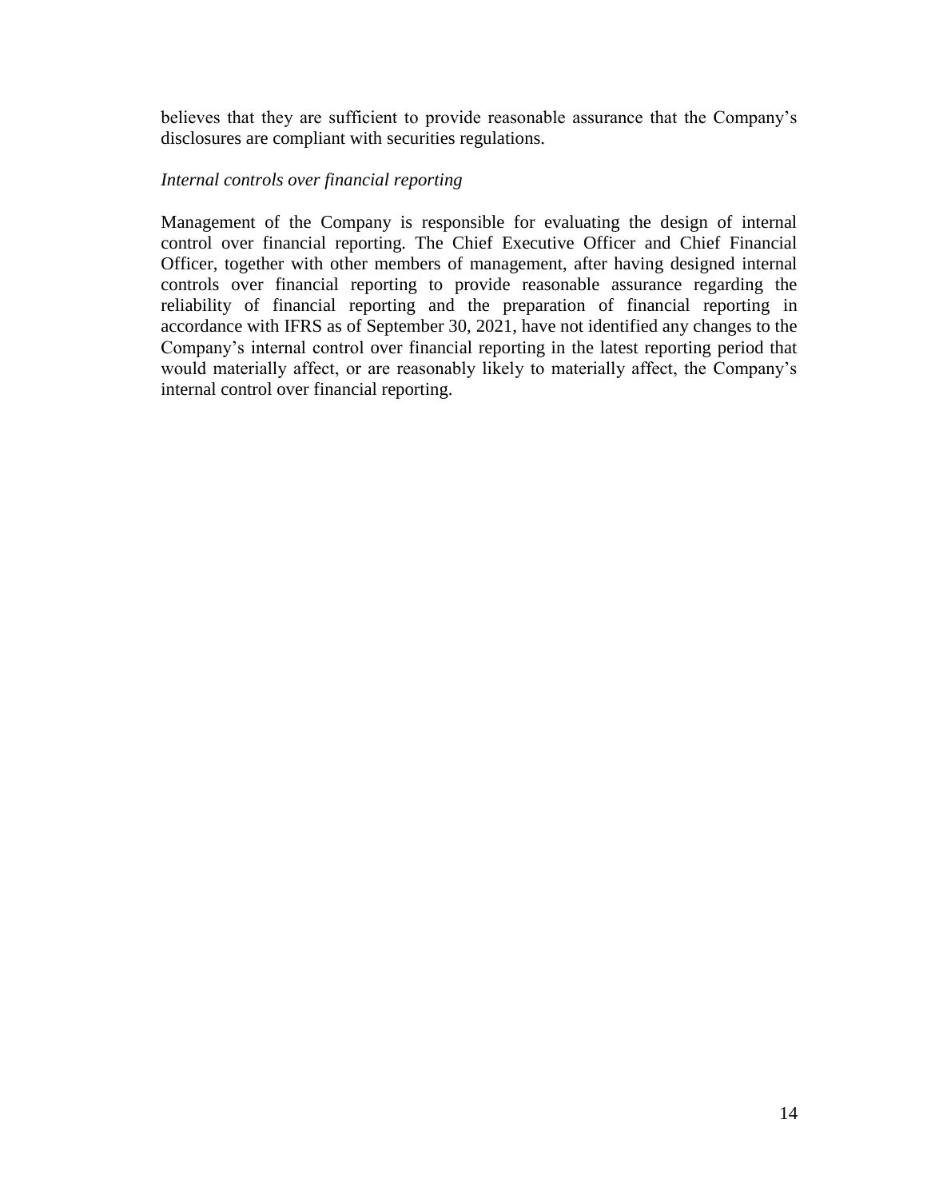believes that they are sufficient to provide reasonable assurance that the Company's disclosures are compliant with securities regulations.

*Internal controls over financial reporting*

Management of the Company is responsible for evaluating the design of internal control over financial reporting. The Chief Executive Officer and Chief Financial Officer, together with other members of management, after having designed internal controls over financial reporting to provide reasonable assurance regarding the reliability of financial reporting and the preparation of financial reporting in accordance with IFRS as of September 30, 2021, have not identified any changes to the Company's internal control over financial reporting in the latest reporting period that would materially affect, or are reasonably likely to materially affect, the Company's internal control over financial reporting.